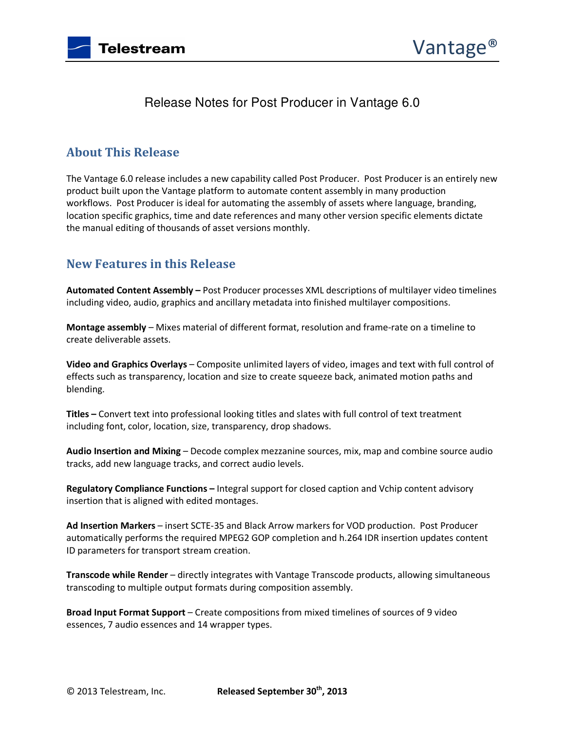# Release Notes for Post Producer in Vantage 6.0

## About This Release

The Vantage 6.0 release includes a new capability called Post Producer. Post Producer is an entirely new product built upon the Vantage platform to automate content assembly in many production workflows. Post Producer is ideal for automating the assembly of assets where language, branding, location specific graphics, time and date references and many other version specific elements dictate the manual editing of thousands of asset versions monthly.

## New Features in this Release

**Automated Content Assembly –** Post Producer processes XML descriptions of multilayer video timelines including video, audio, graphics and ancillary metadata into finished multilayer compositions.

**Montage assembly** – Mixes material of different format, resolution and frame-rate on a timeline to create deliverable assets.

**Video and Graphics Overlays** – Composite unlimited layers of video, images and text with full control of effects such as transparency, location and size to create squeeze back, animated motion paths and blending.

**Titles –** Convert text into professional looking titles and slates with full control of text treatment including font, color, location, size, transparency, drop shadows.

**Audio Insertion and Mixing** – Decode complex mezzanine sources, mix, map and combine source audio tracks, add new language tracks, and correct audio levels.

**Regulatory Compliance Functions –** Integral support for closed caption and Vchip content advisory insertion that is aligned with edited montages.

**Ad Insertion Markers** – insert SCTE-35 and Black Arrow markers for VOD production. Post Producer automatically performs the required MPEG2 GOP completion and h.264 IDR insertion updates content ID parameters for transport stream creation.

**Transcode while Render** – directly integrates with Vantage Transcode products, allowing simultaneous transcoding to multiple output formats during composition assembly.

**Broad Input Format Support** – Create compositions from mixed timelines of sources of 9 video essences, 7 audio essences and 14 wrapper types.

© 2013 Telestream, Inc. **Released September 30th, 2013**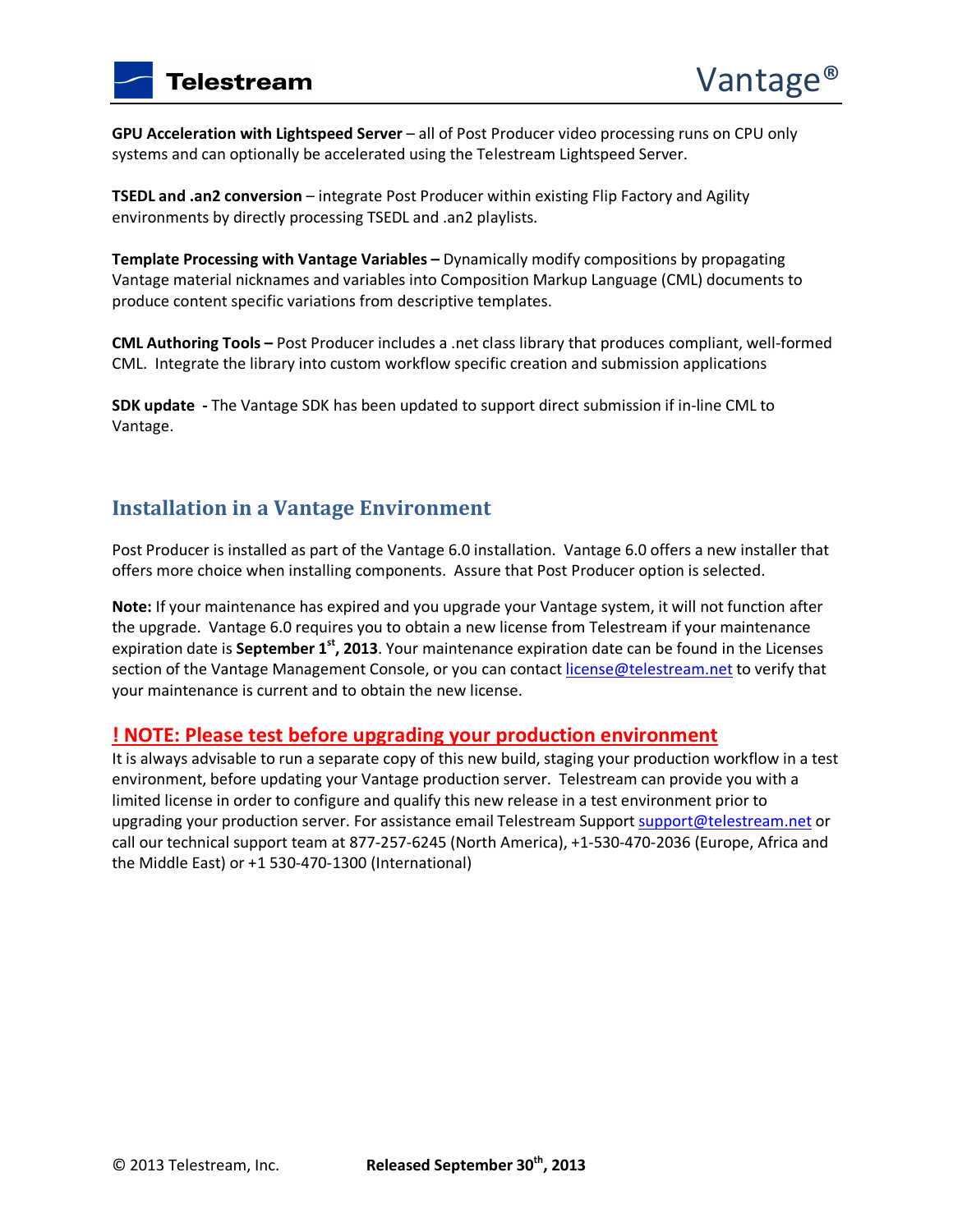**GPU Acceleration with Lightspeed Server** – all of Post Producer video processing runs on CPU only systems and can optionally be accelerated using the Telestream Lightspeed Server.

**TSEDL and .an2 conversion** – integrate Post Producer within existing Flip Factory and Agility environments by directly processing TSEDL and .an2 playlists.

**Template Processing with Vantage Variables –** Dynamically modify compositions by propagating Vantage material nicknames and variables into Composition Markup Language (CML) documents to produce content specific variations from descriptive templates.

**CML Authoring Tools –** Post Producer includes a .net class library that produces compliant, well-formed CML. Integrate the library into custom workflow specific creation and submission applications

**SDK update -** The Vantage SDK has been updated to support direct submission if in-line CML to Vantage.

## Installation in a Vantage Environment

Post Producer is installed as part of the Vantage 6.0 installation. Vantage 6.0 offers a new installer that offers more choice when installing components. Assure that Post Producer option is selected.

**Note:** If your maintenance has expired and you upgrade your Vantage system, it will not function after the upgrade. Vantage 6.0 requires you to obtain a new license from Telestream if your maintenance expiration date is **September 1st, 2013**. Your maintenance expiration date can be found in the Licenses section of the Vantage Management Console, or you can contact license@telestream.net to verify that your maintenance is current and to obtain the new license.

### ! NOTE: Please test before upgrading your production environment

It is always advisable to run a separate copy of this new build, staging your production workflow in a test environment, before updating your Vantage production server. Telestream can provide you with a limited license in order to configure and qualify this new release in a test environment prior to upgrading your production server. For assistance email Telestream Support support@telestream.net or call our technical support team at 877-257-6245 (North America), +1-530-470-2036 (Europe, Africa and the Middle East) or +1 530-470-1300 (International)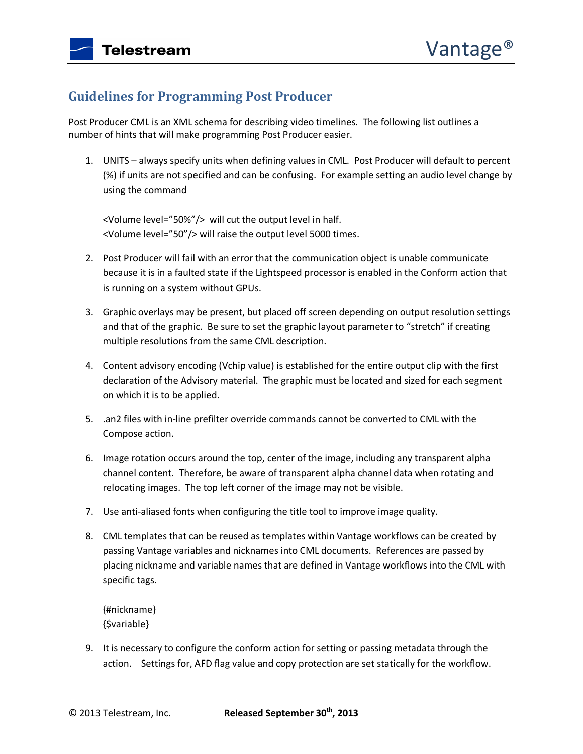## Guidelines for Programming Post Producer

Post Producer CML is an XML schema for describing video timelines. The following list outlines a number of hints that will make programming Post Producer easier.

1. UNITS – always specify units when defining values in CML. Post Producer will default to percent (%) if units are not specified and can be confusing. For example setting an audio level change by using the command

   <Volume level="50%"/> will cut the output level in half.
   <Volume level="50"/> will raise the output level 5000 times.

2. Post Producer will fail with an error that the communication object is unable communicate because it is in a faulted state if the Lightspeed processor is enabled in the Conform action that is running on a system without GPUs.

3. Graphic overlays may be present, but placed off screen depending on output resolution settings and that of the graphic. Be sure to set the graphic layout parameter to "stretch" if creating multiple resolutions from the same CML description.

4. Content advisory encoding (Vchip value) is established for the entire output clip with the first declaration of the Advisory material. The graphic must be located and sized for each segment on which it is to be applied.

5. .an2 files with in-line prefilter override commands cannot be converted to CML with the Compose action.

6. Image rotation occurs around the top, center of the image, including any transparent alpha channel content. Therefore, be aware of transparent alpha channel data when rotating and relocating images. The top left corner of the image may not be visible.

7. Use anti-aliased fonts when configuring the title tool to improve image quality.

8. CML templates that can be reused as templates within Vantage workflows can be created by passing Vantage variables and nicknames into CML documents. References are passed by placing nickname and variable names that are defined in Vantage workflows into the CML with specific tags.

   {#nickname}
   {$variable}

9. It is necessary to configure the conform action for setting or passing metadata through the action. Settings for, AFD flag value and copy protection are set statically for the workflow.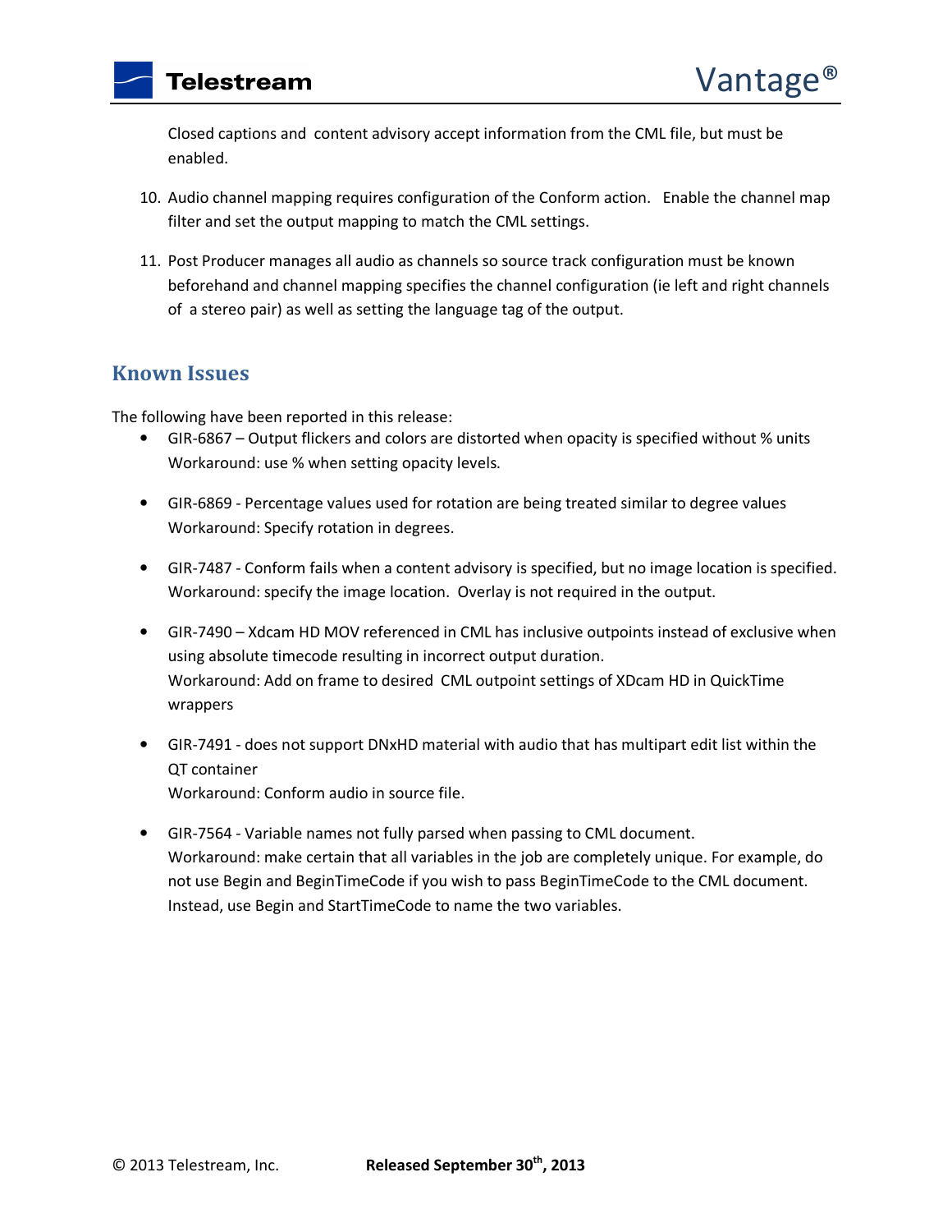Closed captions and content advisory accept information from the CML file, but must be enabled.

10. Audio channel mapping requires configuration of the Conform action. Enable the channel map filter and set the output mapping to match the CML settings.
11. Post Producer manages all audio as channels so source track configuration must be known beforehand and channel mapping specifies the channel configuration (ie left and right channels of a stereo pair) as well as setting the language tag of the output.

## Known Issues

The following have been reported in this release:

- GIR-6867 – Output flickers and colors are distorted when opacity is specified without % units
  Workaround: use % when setting opacity levels.
- GIR-6869 - Percentage values used for rotation are being treated similar to degree values
  Workaround: Specify rotation in degrees.
- GIR-7487 - Conform fails when a content advisory is specified, but no image location is specified.
  Workaround: specify the image location. Overlay is not required in the output.
- GIR-7490 – Xdcam HD MOV referenced in CML has inclusive outpoints instead of exclusive when using absolute timecode resulting in incorrect output duration.
  Workaround: Add on frame to desired CML outpoint settings of XDcam HD in QuickTime wrappers
- GIR-7491 - does not support DNxHD material with audio that has multipart edit list within the QT container
  Workaround: Conform audio in source file.
- GIR-7564 - Variable names not fully parsed when passing to CML document.
  Workaround: make certain that all variables in the job are completely unique. For example, do not use Begin and BeginTimeCode if you wish to pass BeginTimeCode to the CML document. Instead, use Begin and StartTimeCode to name the two variables.